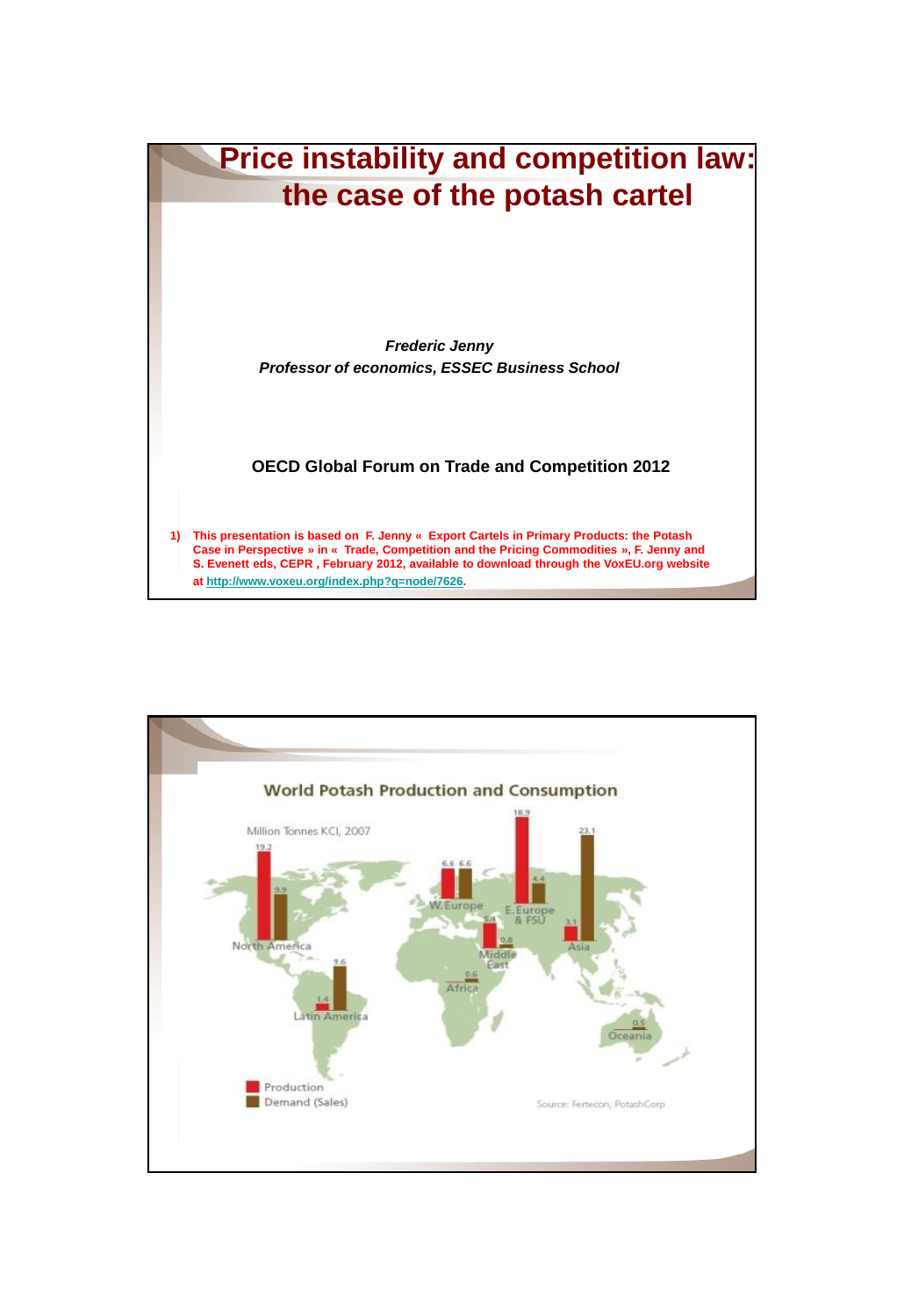# Price instability and competition law: the case of the potash cartel

***Frederic Jenny***
***Professor of economics, ESSEC Business School***

**OECD Global Forum on Trade and Competition 2012**

1) **This presentation is based on F. Jenny « Export Cartels in Primary Products: the Potash Case in Perspective » in « Trade, Competition and the Pricing Commodities », F. Jenny and S. Evenett eds, CEPR , February 2012, available to download through the VoxEU.org website at http://www.voxeu.org/index.php?q=node/7626.**

## World Potash Production and Consumption

Million Tonnes KCl, 2007

| Region | Production | Demand (Sales) |
| --- | --- | --- |
| North America | 19.2 | 9.9 |
| Latin America | 1.4 | 9.6 |
| W. Europe | 6.6 | 6.6 |
| E. Europe & FSU | 18.9 | 4.4 |
| Middle East | 5.4 | 0.8 |
| Africa | | 0.6 |
| Asia | 3.1 | 23.1 |
| Oceania | | 0.5 |

Source: Fertecon, PotashCorp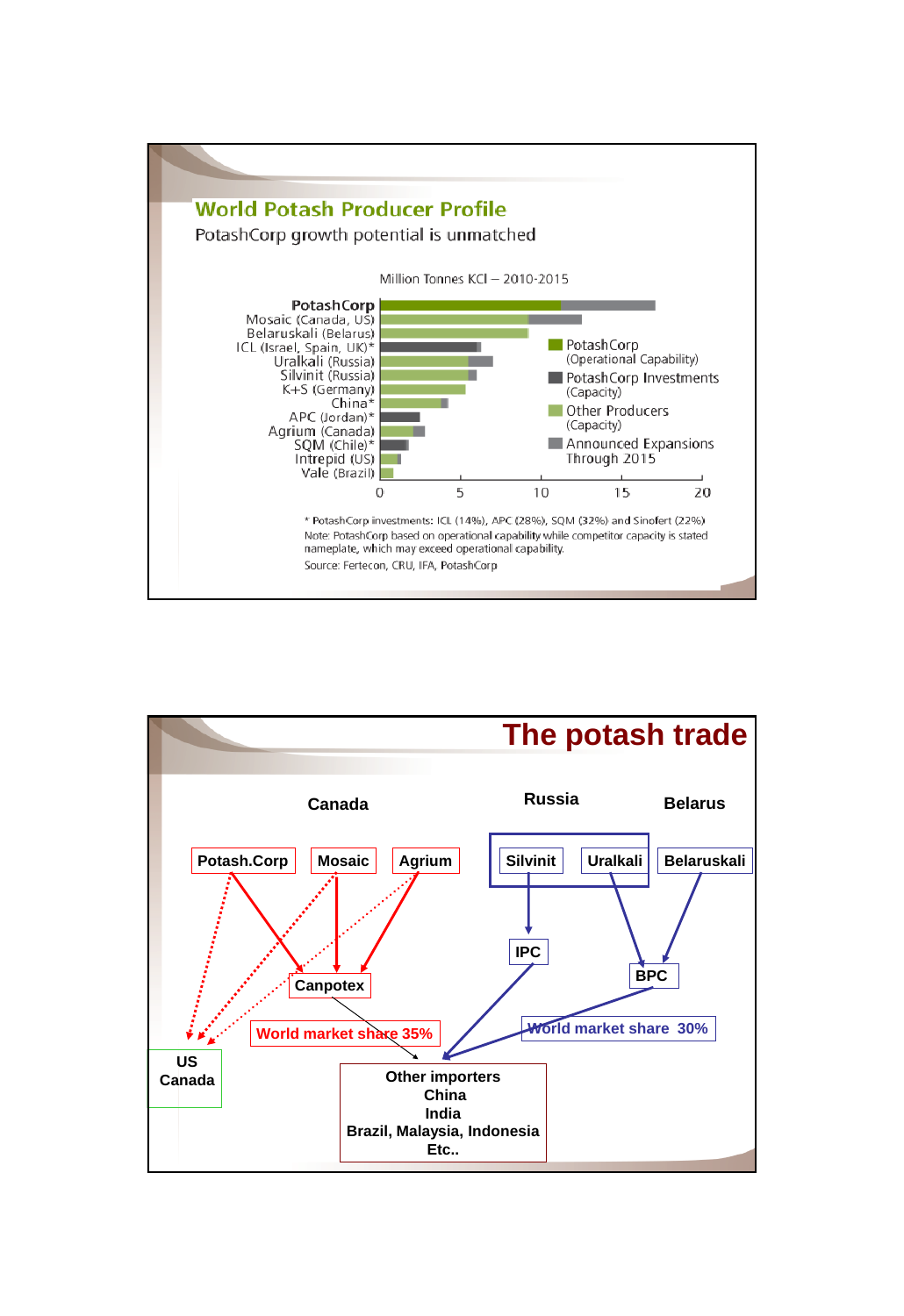## World Potash Producer Profile

PotashCorp growth potential is unmatched

Million Tonnes KCl – 2010-2015

- PotashCorp
- Mosaic (Canada, US)
- Belaruskali (Belarus)
- ICL (Israel, Spain, UK)*
- Uralkali (Russia)
- Silvinit (Russia)
- K+S (Germany)
- China*
- APC (Jordan)*
- Agrium (Canada)
- SQM (Chile)*
- Intrepid (US)
- Vale (Brazil)

Legend: PotashCorp (Operational Capability); PotashCorp Investments (Capacity); Other Producers (Capacity); Announced Expansions Through 2015

0 5 10 15 20

* PotashCorp investments: ICL (14%), APC (28%), SQM (32%) and Sinofert (22%)
Note: PotashCorp based on operational capability while competitor capacity is stated nameplate, which may exceed operational capability.
Source: Fertecon, CRU, IFA, PotashCorp

## The potash trade

Canada: Potash.Corp, Mosaic, Agrium → Canpotex — World market share 35%

Russia: Silvinit → IPC; Uralkali → BPC

Belarus: Belaruskali → BPC — World market share 30%

US Canada

Other importers
China
India
Brazil, Malaysia, Indonesia
Etc..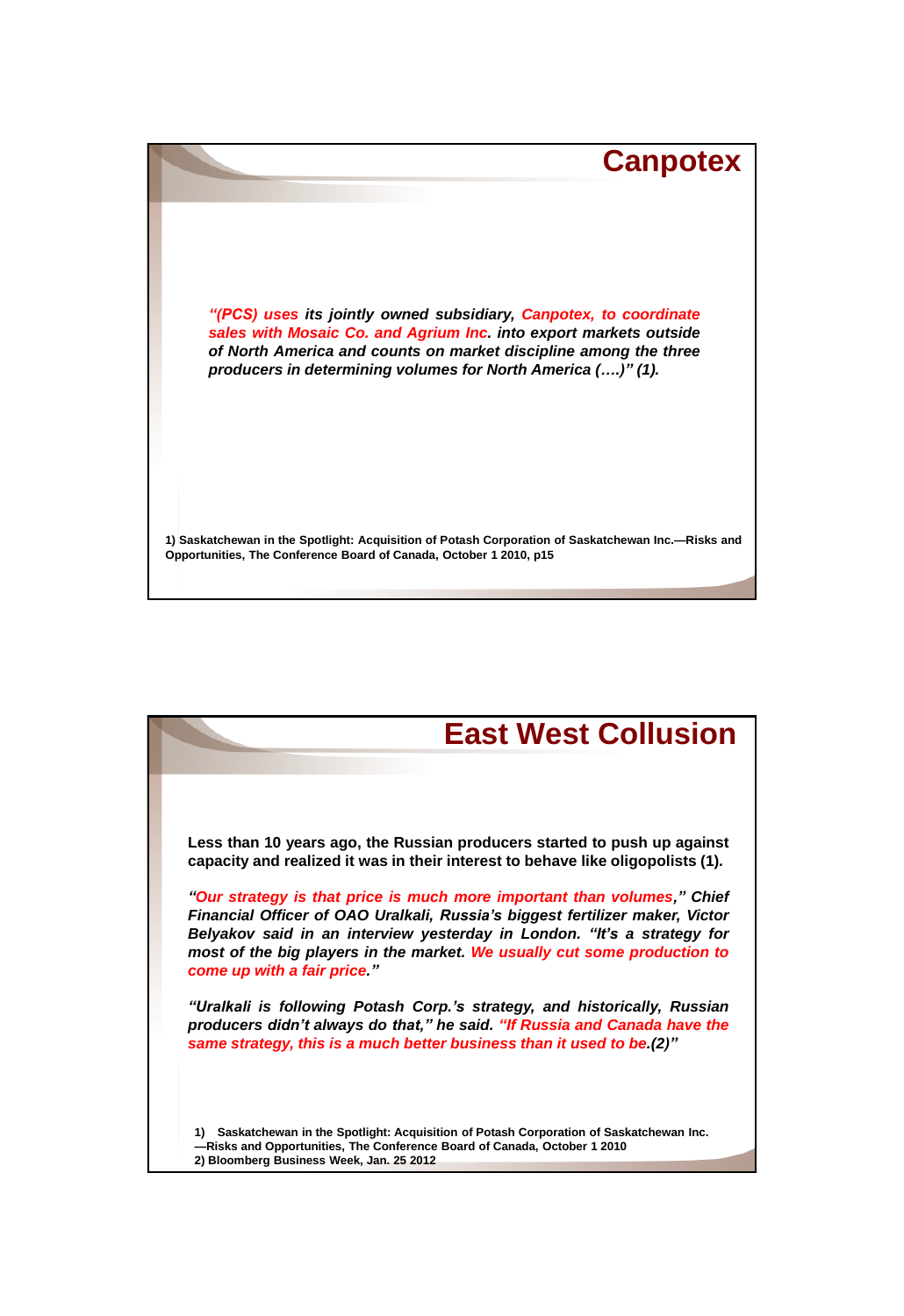## Canpotex

*“(PCS) uses its jointly owned subsidiary, Canpotex, to coordinate sales with Mosaic Co. and Agrium Inc. into export markets outside of North America and counts on market discipline among the three producers in determining volumes for North America (….)” (1).*

**1) Saskatchewan in the Spotlight: Acquisition of Potash Corporation of Saskatchewan Inc.—Risks and Opportunities, The Conference Board of Canada, October 1 2010, p15**

## East West Collusion

**Less than 10 years ago, the Russian producers started to push up against capacity and realized it was in their interest to behave like oligopolists (1).**

***“Our strategy is that price is much more important than volumes,” Chief Financial Officer of OAO Uralkali, Russia’s biggest fertilizer maker, Victor Belyakov said in an interview yesterday in London. “It’s a strategy for most of the big players in the market. We usually cut some production to come up with a fair price.”***

***“Uralkali is following Potash Corp.’s strategy, and historically, Russian producers didn’t always do that,” he said. “If Russia and Canada have the same strategy, this is a much better business than it used to be.(2)”***

**1) Saskatchewan in the Spotlight: Acquisition of Potash Corporation of Saskatchewan Inc. —Risks and Opportunities, The Conference Board of Canada, October 1 2010**
**2) Bloomberg Business Week, Jan. 25 2012**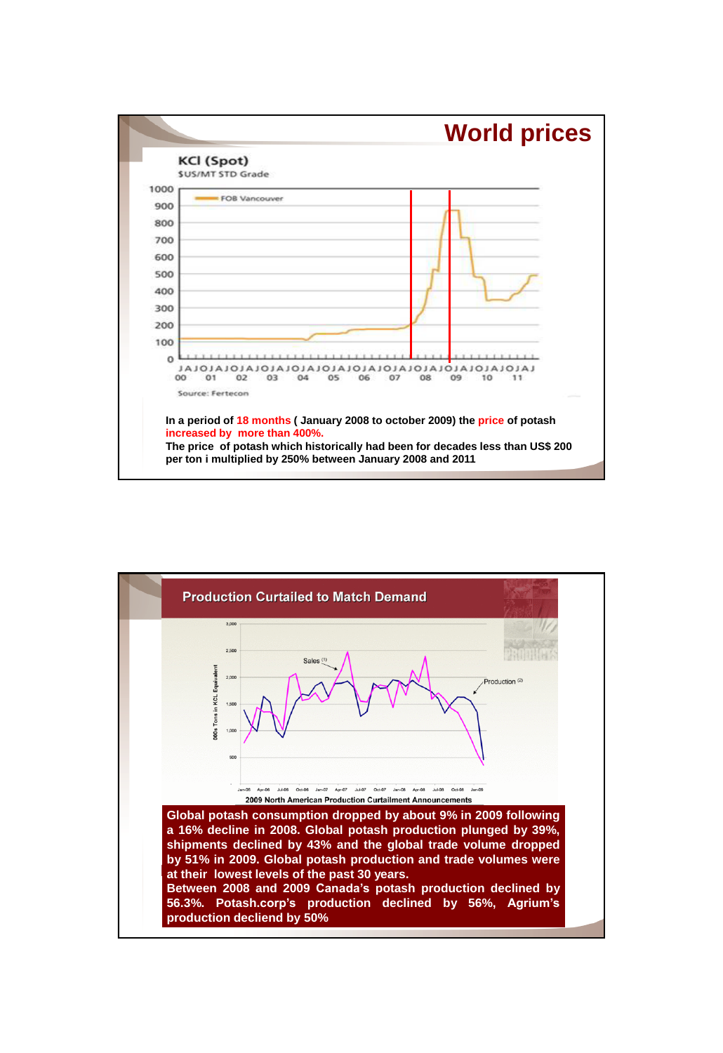# World prices

KCl (Spot)
$US/MT STD Grade

Source: Fertecon

**In a period of 18 months ( January 2008 to october 2009) the price of potash increased by more than 400%.**
**The price of potash which historically had been for decades less than US$ 200 per ton i multiplied by 250% between January 2008 and 2011**

## Production Curtailed to Match Demand

2009 North American Production Curtailment Announcements

**Global potash consumption dropped by about 9% in 2009 following a 16% decline in 2008. Global potash production plunged by 39%, shipments declined by 43% and the global trade volume dropped by 51% in 2009. Global potash production and trade volumes were at their lowest levels of the past 30 years.**
**Between 2008 and 2009 Canada's potash production declined by 56.3%. Potash.corp's production declined by 56%, Agrium's production decliend by 50%**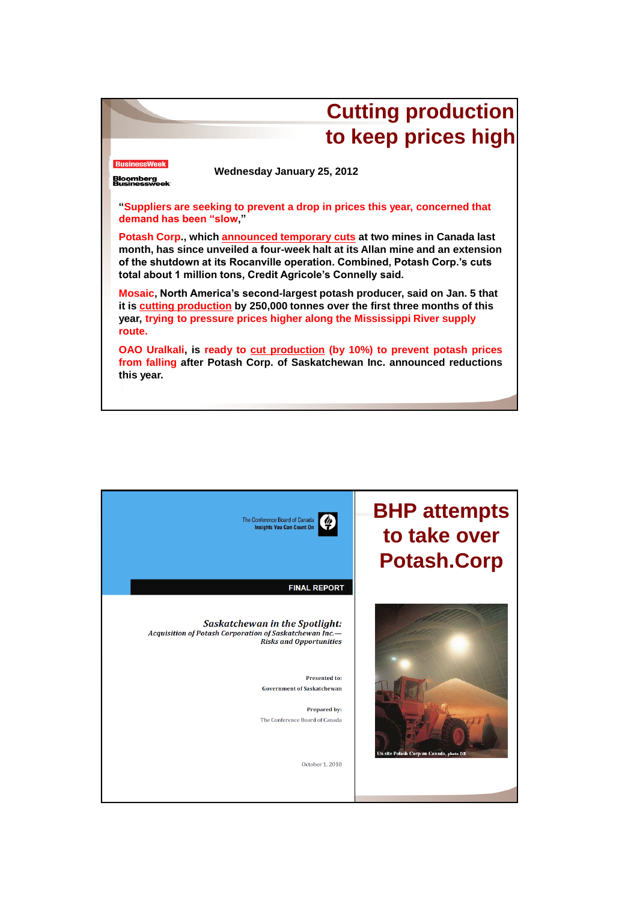# Cutting production to keep prices high

BusinessWeek

Bloomberg Businessweek

**Wednesday January 25, 2012**

**"Suppliers are seeking to prevent a drop in prices this year, concerned that demand has been "slow,"**

**Potash Corp., which announced temporary cuts at two mines in Canada last month, has since unveiled a four-week halt at its Allan mine and an extension of the shutdown at its Rocanville operation. Combined, Potash Corp.'s cuts total about 1 million tons, Credit Agricole's Connelly said.**

**Mosaic, North America's second-largest potash producer, said on Jan. 5 that it is cutting production by 250,000 tonnes over the first three months of this year, trying to pressure prices higher along the Mississippi River supply route.**

**OAO Uralkali, is ready to cut production (by 10%) to prevent potash prices from falling after Potash Corp. of Saskatchewan Inc. announced reductions this year.**

---

# BHP attempts to take over Potash.Corp

The Conference Board of Canada
Insights You Can Count On

**FINAL REPORT**

*Saskatchewan in the Spotlight:*
*Acquisition of Potash Corporation of Saskatchewan Inc.—*
*Risks and Opportunities*

Presented to:
Government of Saskatchewan

Prepared by:
The Conference Board of Canada

October 1, 2010

Un site Potash Corp au Canada, photo DR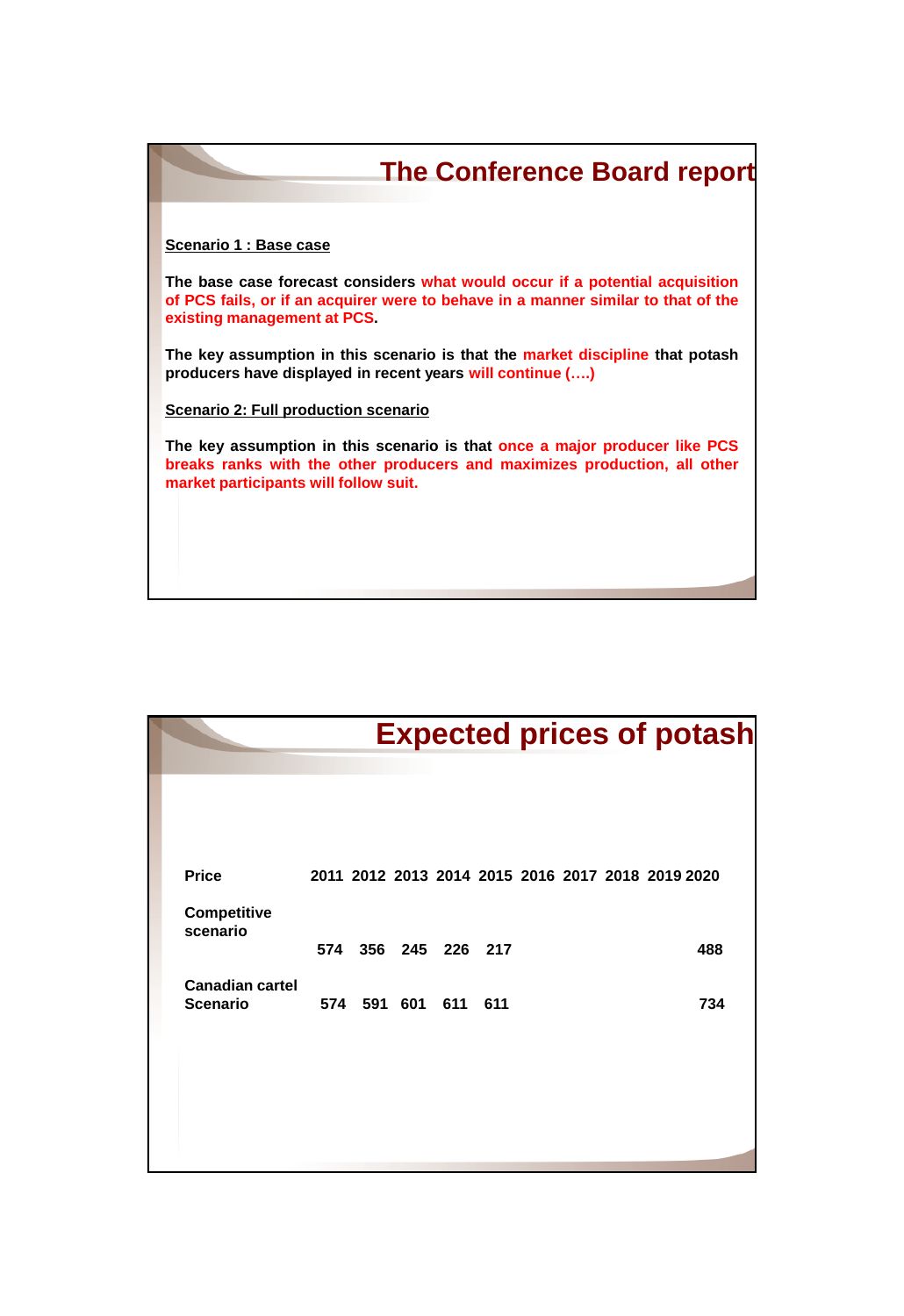## The Conference Board report

**Scenario 1 : Base case**

**The base case forecast considers what would occur if a potential acquisition of PCS fails, or if an acquirer were to behave in a manner similar to that of the existing management at PCS.**

**The key assumption in this scenario is that the market discipline that potash producers have displayed in recent years will continue (….)**

**Scenario 2: Full production scenario**

**The key assumption in this scenario is that once a major producer like PCS breaks ranks with the other producers and maximizes production, all other market participants will follow suit.**

## Expected prices of potash

| Price | 2011 | 2012 | 2013 | 2014 | 2015 | 2016 | 2017 | 2018 | 2019 | 2020 |
|---|---|---|---|---|---|---|---|---|---|---|
| Competitive scenario | 574 | 356 | 245 | 226 | 217 | | | | | 488 |
| Canadian cartel Scenario | 574 | 591 | 601 | 611 | 611 | | | | | 734 |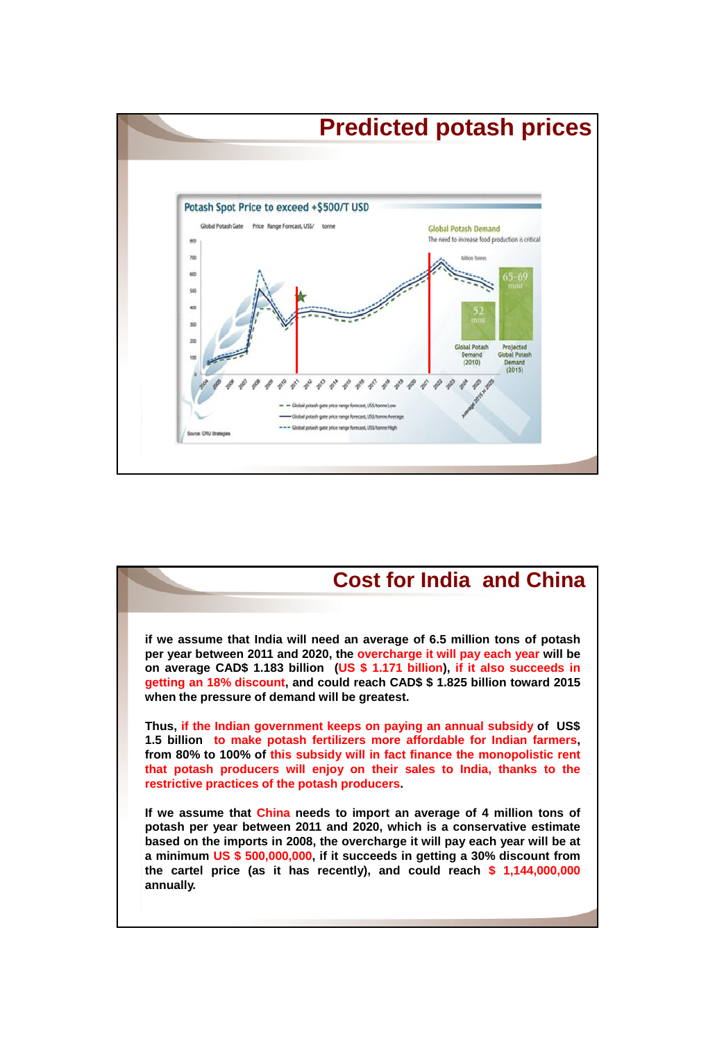# Predicted potash prices

Potash Spot Price to exceed +$500/T USD

Global Potash Gate Price Range Forecast, US$/ tonne

Global Potash Demand

The need to increase food production is critical

Source: CRU Strategies

# Cost for India and China

if we assume that India will need an average of 6.5 million tons of potash per year between 2011 and 2020, the overcharge it will pay each year will be on average CAD$ 1.183 billion (US $ 1.171 billion), if it also succeeds in getting an 18% discount, and could reach CAD$ $ 1.825 billion toward 2015 when the pressure of demand will be greatest.

Thus, if the Indian government keeps on paying an annual subsidy of US$ 1.5 billion to make potash fertilizers more affordable for Indian farmers, from 80% to 100% of this subsidy will in fact finance the monopolistic rent that potash producers will enjoy on their sales to India, thanks to the restrictive practices of the potash producers.

If we assume that China needs to import an average of 4 million tons of potash per year between 2011 and 2020, which is a conservative estimate based on the imports in 2008, the overcharge it will pay each year will be at a minimum US $ 500,000,000, if it succeeds in getting a 30% discount from the cartel price (as it has recently), and could reach $ 1,144,000,000 annually.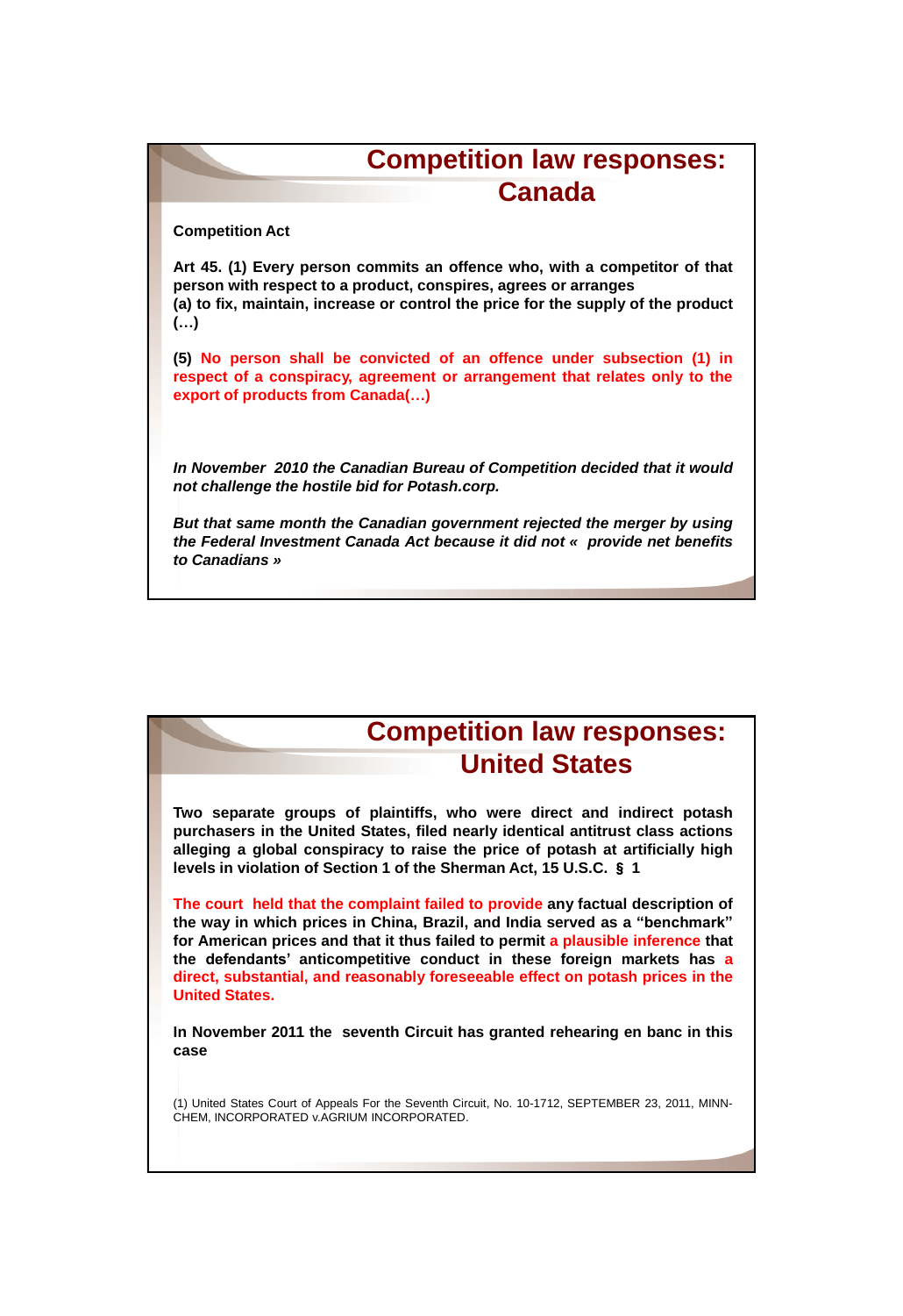# Competition law responses: Canada

**Competition Act**

**Art 45. (1) Every person commits an offence who, with a competitor of that person with respect to a product, conspires, agrees or arranges**
**(a) to fix, maintain, increase or control the price for the supply of the product (…)**

**(5) No person shall be convicted of an offence under subsection (1) in respect of a conspiracy, agreement or arrangement that relates only to the export of products from Canada(…)**

***In November 2010 the Canadian Bureau of Competition decided that it would not challenge the hostile bid for Potash.corp.***

***But that same month the Canadian government rejected the merger by using the Federal Investment Canada Act because it did not « provide net benefits to Canadians »***

# Competition law responses: United States

**Two separate groups of plaintiffs, who were direct and indirect potash purchasers in the United States, filed nearly identical antitrust class actions alleging a global conspiracy to raise the price of potash at artificially high levels in violation of Section 1 of the Sherman Act, 15 U.S.C. § 1**

**The court held that the complaint failed to provide any factual description of the way in which prices in China, Brazil, and India served as a "benchmark" for American prices and that it thus failed to permit a plausible inference that the defendants' anticompetitive conduct in these foreign markets has a direct, substantial, and reasonably foreseeable effect on potash prices in the United States.**

**In November 2011 the seventh Circuit has granted rehearing en banc in this case**

(1) United States Court of Appeals For the Seventh Circuit, No. 10-1712, SEPTEMBER 23, 2011, MINN-CHEM, INCORPORATED v.AGRIUM INCORPORATED.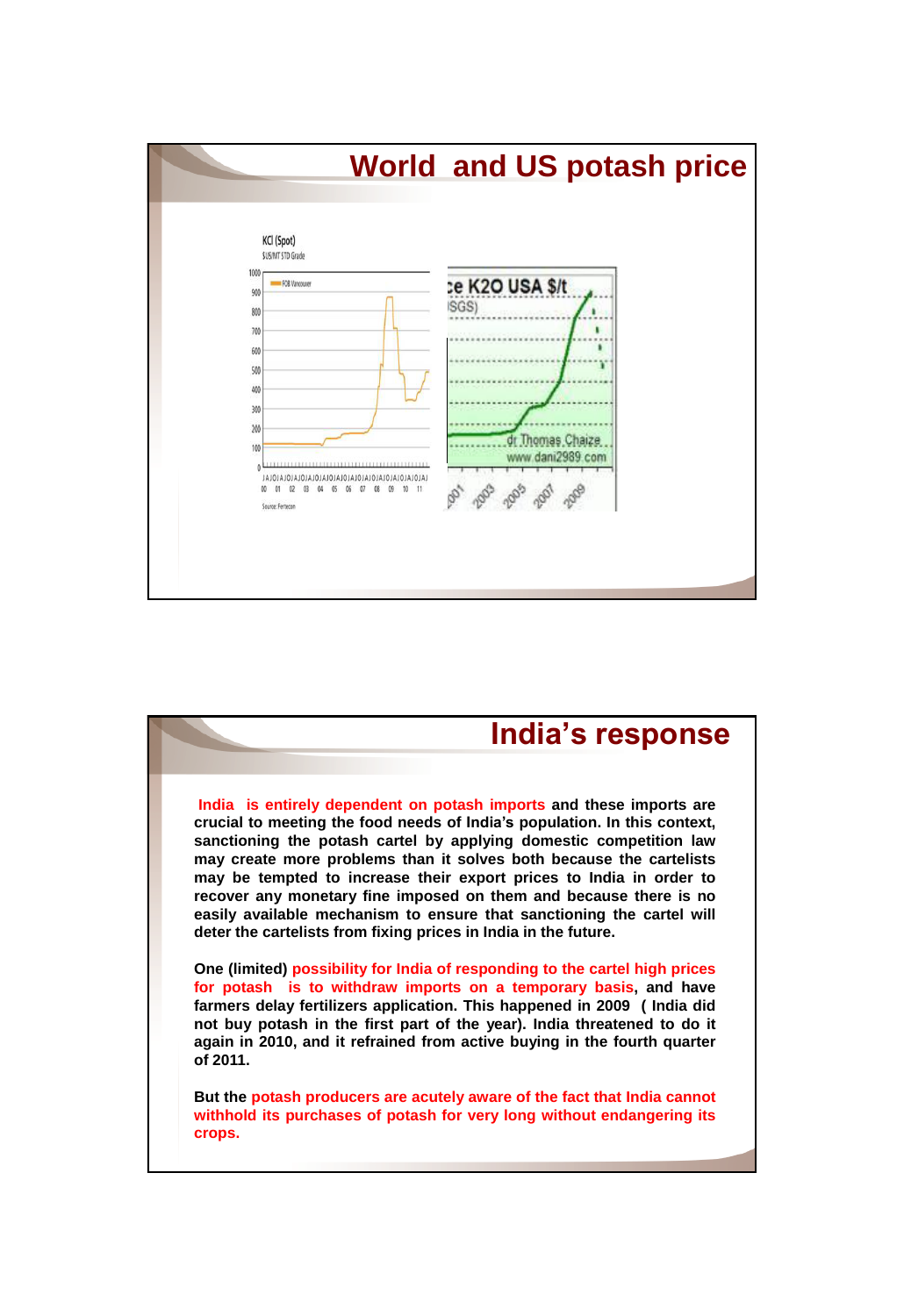# World and US potash price

# India's response

**India is entirely dependent on potash imports and these imports are crucial to meeting the food needs of India's population. In this context, sanctioning the potash cartel by applying domestic competition law may create more problems than it solves both because the cartelists may be tempted to increase their export prices to India in order to recover any monetary fine imposed on them and because there is no easily available mechanism to ensure that sanctioning the cartel will deter the cartelists from fixing prices in India in the future.**

**One (limited) possibility for India of responding to the cartel high prices for potash is to withdraw imports on a temporary basis, and have farmers delay fertilizers application. This happened in 2009 ( India did not buy potash in the first part of the year). India threatened to do it again in 2010, and it refrained from active buying in the fourth quarter of 2011.**

**But the potash producers are acutely aware of the fact that India cannot withhold its purchases of potash for very long without endangering its crops.**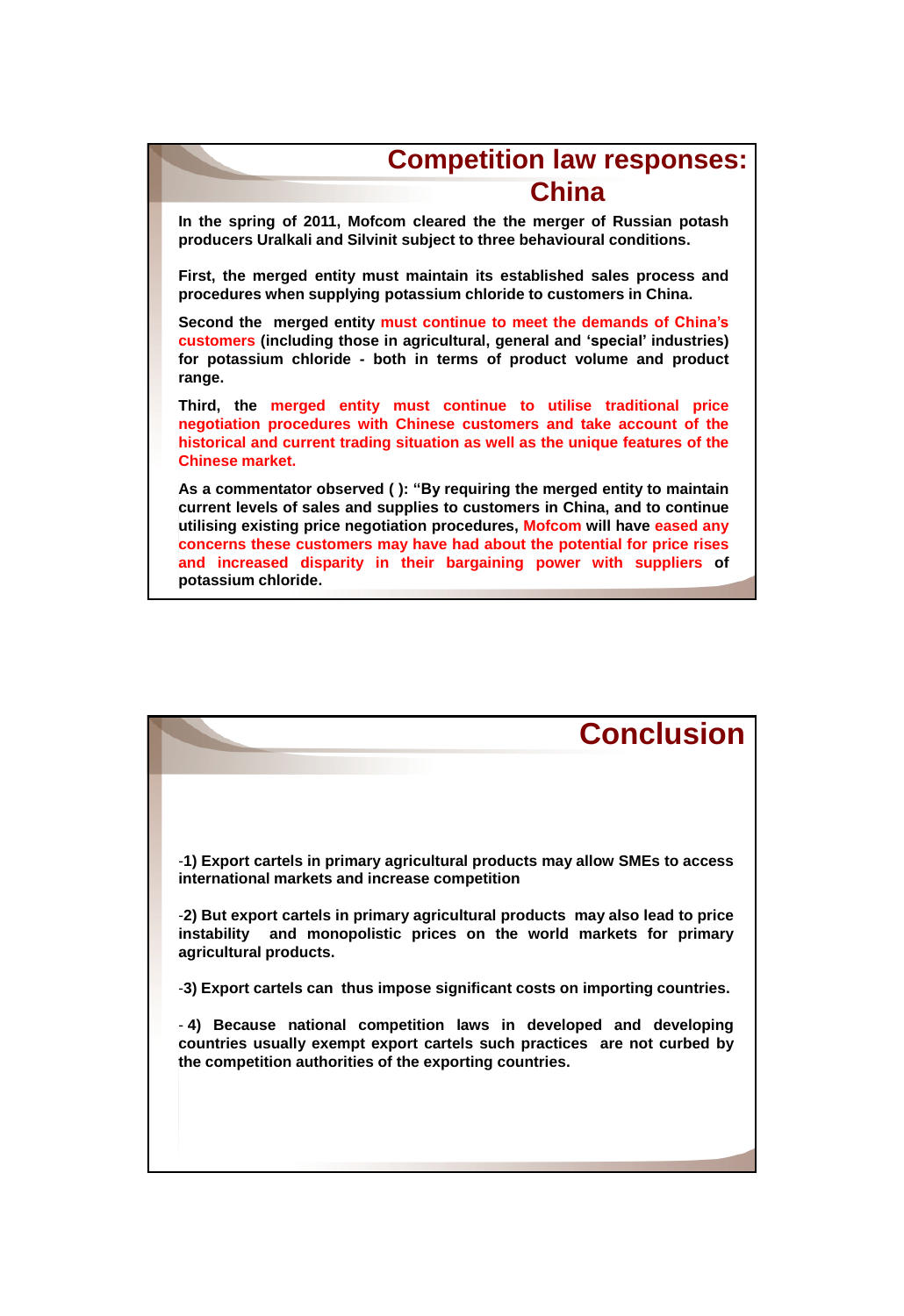## Competition law responses: China

**In the spring of 2011, Mofcom cleared the the merger of Russian potash producers Uralkali and Silvinit subject to three behavioural conditions.**

**First, the merged entity must maintain its established sales process and procedures when supplying potassium chloride to customers in China.**

**Second the merged entity must continue to meet the demands of China's customers (including those in agricultural, general and 'special' industries) for potassium chloride - both in terms of product volume and product range.**

**Third, the merged entity must continue to utilise traditional price negotiation procedures with Chinese customers and take account of the historical and current trading situation as well as the unique features of the Chinese market.**

**As a commentator observed ( ): "By requiring the merged entity to maintain current levels of sales and supplies to customers in China, and to continue utilising existing price negotiation procedures, Mofcom will have eased any concerns these customers may have had about the potential for price rises and increased disparity in their bargaining power with suppliers of potassium chloride.**

## Conclusion

-**1) Export cartels in primary agricultural products may allow SMEs to access international markets and increase competition**

-**2) But export cartels in primary agricultural products may also lead to price instability and monopolistic prices on the world markets for primary agricultural products.**

-**3) Export cartels can thus impose significant costs on importing countries.**

- **4) Because national competition laws in developed and developing countries usually exempt export cartels such practices are not curbed by the competition authorities of the exporting countries.**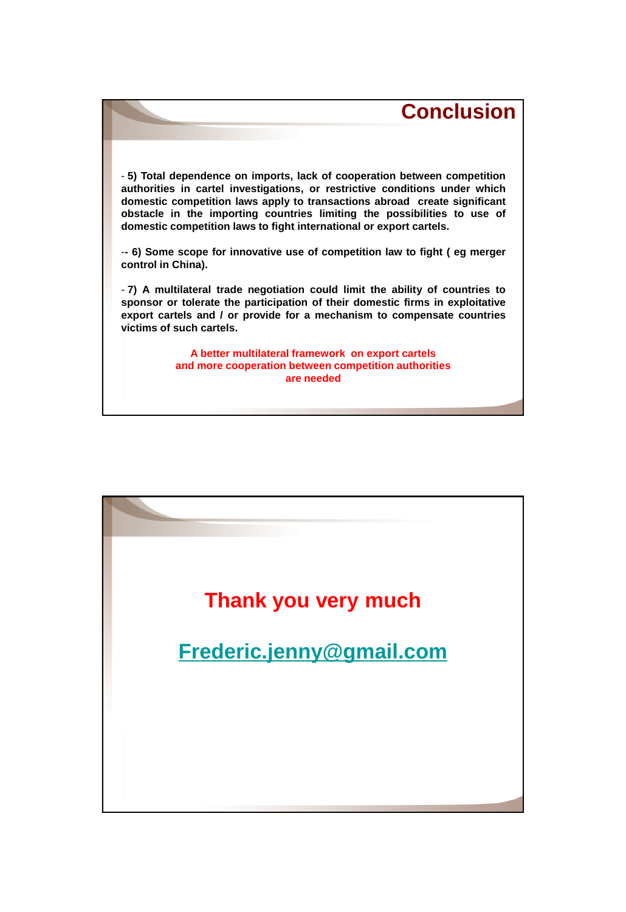# Conclusion

- **5) Total dependence on imports, lack of cooperation between competition authorities in cartel investigations, or restrictive conditions under which domestic competition laws apply to transactions abroad create significant obstacle in the importing countries limiting the possibilities to use of domestic competition laws to fight international or export cartels.**

-**- 6) Some scope for innovative use of competition law to fight ( eg merger control in China).**

- **7) A multilateral trade negotiation could limit the ability of countries to sponsor or tolerate the participation of their domestic firms in exploitative export cartels and / or provide for a mechanism to compensate countries victims of such cartels.**

**A better multilateral framework on export cartels and more cooperation between competition authorities are needed**

# Thank you very much

Frederic.jenny@gmail.com